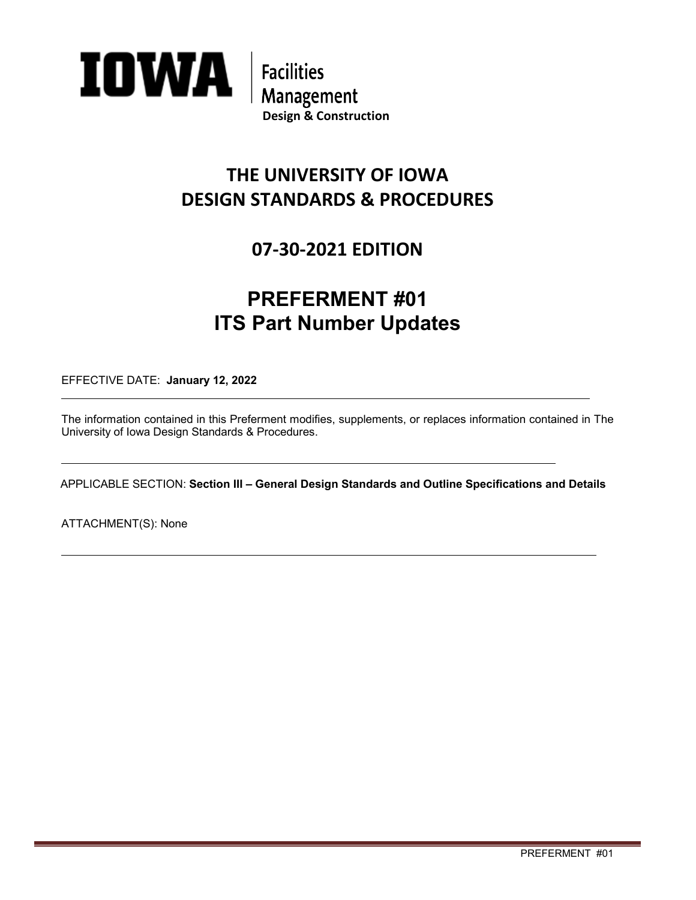**IOWA** | Facilities Management
**Design & Construction**

# THE UNIVERSITY OF IOWA DESIGN STANDARDS & PROCEDURES

## 07-30-2021 EDITION

# PREFERMENT #01
# ITS Part Number Updates

EFFECTIVE DATE: **January 12, 2022**

---

The information contained in this Preferment modifies, supplements, or replaces information contained in The University of Iowa Design Standards & Procedures.

---

APPLICABLE SECTION: **Section III – General Design Standards and Outline Specifications and Details**

ATTACHMENT(S): None

---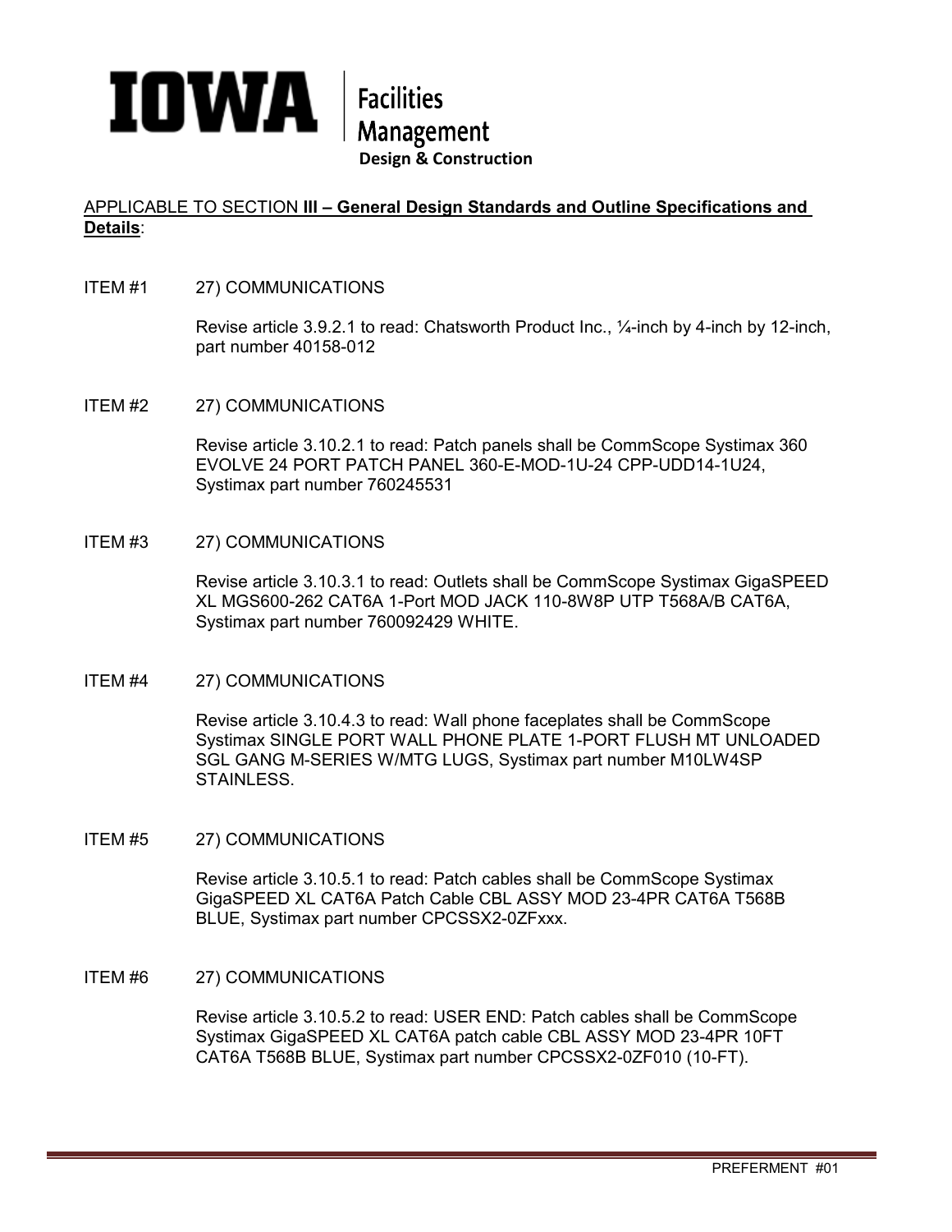# IOWA | Facilities Management

**Design & Construction**

APPLICABLE TO SECTION **III – General Design Standards and Outline Specifications and Details**:

ITEM #1 27) COMMUNICATIONS

Revise article 3.9.2.1 to read: Chatsworth Product Inc., ¼-inch by 4-inch by 12-inch, part number 40158-012

ITEM #2 27) COMMUNICATIONS

Revise article 3.10.2.1 to read: Patch panels shall be CommScope Systimax 360 EVOLVE 24 PORT PATCH PANEL 360-E-MOD-1U-24 CPP-UDD14-1U24, Systimax part number 760245531

ITEM #3 27) COMMUNICATIONS

Revise article 3.10.3.1 to read: Outlets shall be CommScope Systimax GigaSPEED XL MGS600-262 CAT6A 1-Port MOD JACK 110-8W8P UTP T568A/B CAT6A, Systimax part number 760092429 WHITE.

ITEM #4 27) COMMUNICATIONS

Revise article 3.10.4.3 to read: Wall phone faceplates shall be CommScope Systimax SINGLE PORT WALL PHONE PLATE 1-PORT FLUSH MT UNLOADED SGL GANG M-SERIES W/MTG LUGS, Systimax part number M10LW4SP STAINLESS.

ITEM #5 27) COMMUNICATIONS

Revise article 3.10.5.1 to read: Patch cables shall be CommScope Systimax GigaSPEED XL CAT6A Patch Cable CBL ASSY MOD 23-4PR CAT6A T568B BLUE, Systimax part number CPCSSX2-0ZFxxx.

ITEM #6 27) COMMUNICATIONS

Revise article 3.10.5.2 to read: USER END: Patch cables shall be CommScope Systimax GigaSPEED XL CAT6A patch cable CBL ASSY MOD 23-4PR 10FT CAT6A T568B BLUE, Systimax part number CPCSSX2-0ZF010 (10-FT).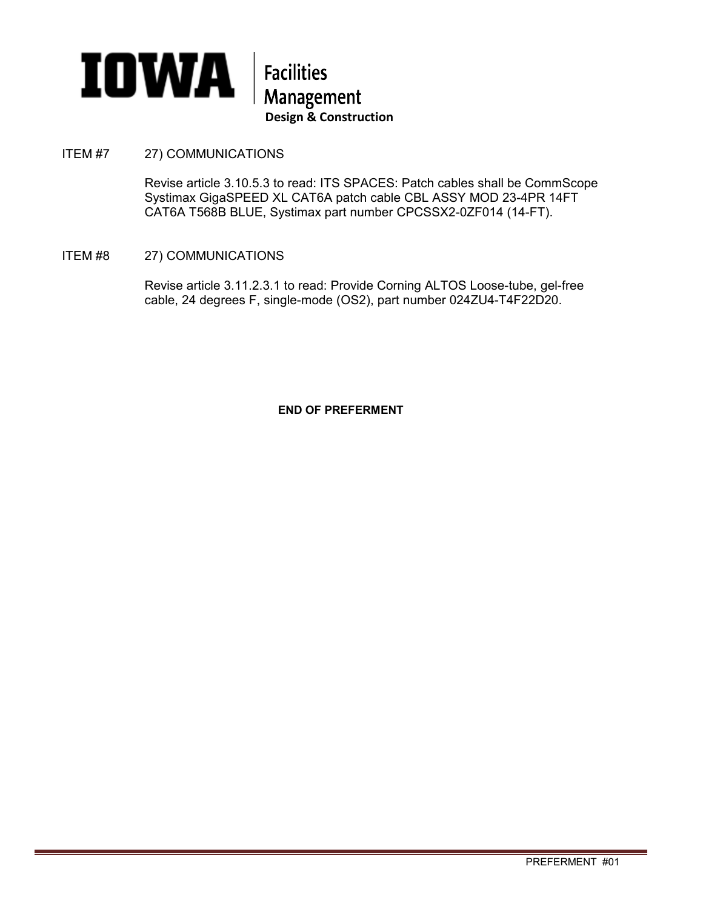ITEM #7 27) COMMUNICATIONS

Revise article 3.10.5.3 to read: ITS SPACES: Patch cables shall be CommScope Systimax GigaSPEED XL CAT6A patch cable CBL ASSY MOD 23-4PR 14FT CAT6A T568B BLUE, Systimax part number CPCSSX2-0ZF014 (14-FT).

ITEM #8 27) COMMUNICATIONS

Revise article 3.11.2.3.1 to read: Provide Corning ALTOS Loose-tube, gel-free cable, 24 degrees F, single-mode (OS2), part number 024ZU4-T4F22D20.

**END OF PREFERMENT**